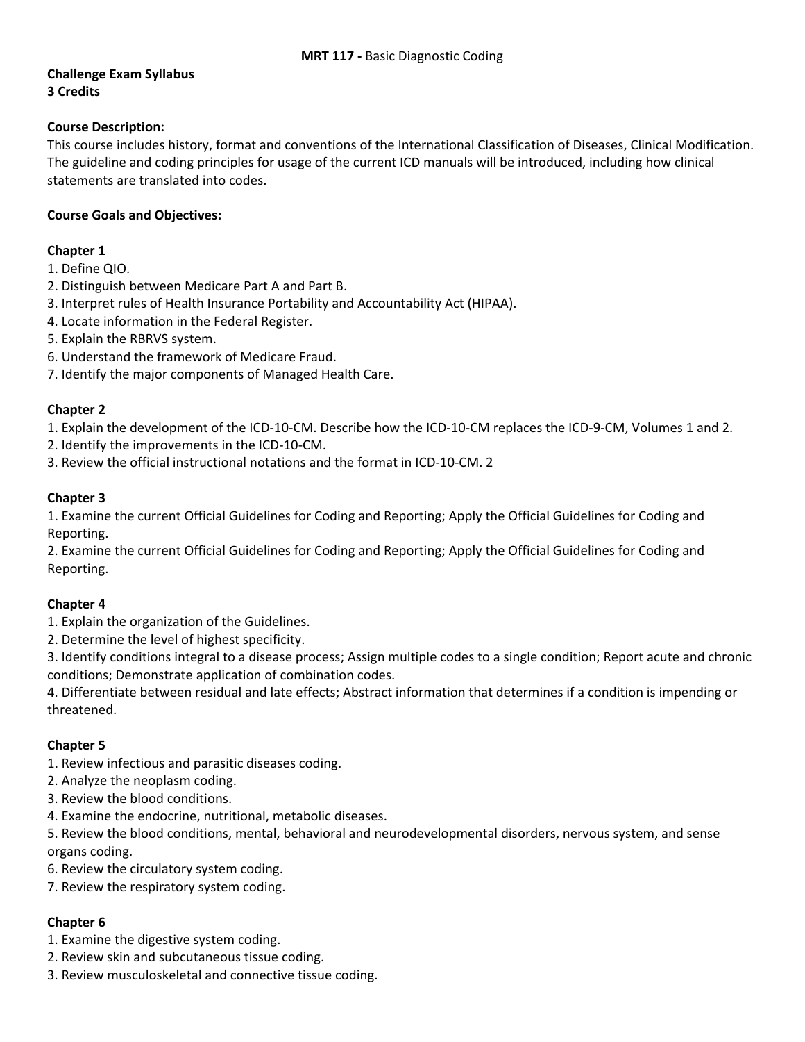**MRT 117 -** Basic Diagnostic Coding

**Challenge Exam Syllabus**
**3 Credits**

**Course Description:**
This course includes history, format and conventions of the International Classification of Diseases, Clinical Modification. The guideline and coding principles for usage of the current ICD manuals will be introduced, including how clinical statements are translated into codes.

**Course Goals and Objectives:**

**Chapter 1**
1. Define QIO.
2. Distinguish between Medicare Part A and Part B.
3. Interpret rules of Health Insurance Portability and Accountability Act (HIPAA).
4. Locate information in the Federal Register.
5. Explain the RBRVS system.
6. Understand the framework of Medicare Fraud.
7. Identify the major components of Managed Health Care.

**Chapter 2**
1. Explain the development of the ICD-10-CM. Describe how the ICD-10-CM replaces the ICD-9-CM, Volumes 1 and 2.
2. Identify the improvements in the ICD-10-CM.
3. Review the official instructional notations and the format in ICD-10-CM. 2

**Chapter 3**
1. Examine the current Official Guidelines for Coding and Reporting; Apply the Official Guidelines for Coding and Reporting.
2. Examine the current Official Guidelines for Coding and Reporting; Apply the Official Guidelines for Coding and Reporting.

**Chapter 4**
1. Explain the organization of the Guidelines.
2. Determine the level of highest specificity.
3. Identify conditions integral to a disease process; Assign multiple codes to a single condition; Report acute and chronic conditions; Demonstrate application of combination codes.
4. Differentiate between residual and late effects; Abstract information that determines if a condition is impending or threatened.

**Chapter 5**
1. Review infectious and parasitic diseases coding.
2. Analyze the neoplasm coding.
3. Review the blood conditions.
4. Examine the endocrine, nutritional, metabolic diseases.
5. Review the blood conditions, mental, behavioral and neurodevelopmental disorders, nervous system, and sense organs coding.
6. Review the circulatory system coding.
7. Review the respiratory system coding.

**Chapter 6**
1. Examine the digestive system coding.
2. Review skin and subcutaneous tissue coding.
3. Review musculoskeletal and connective tissue coding.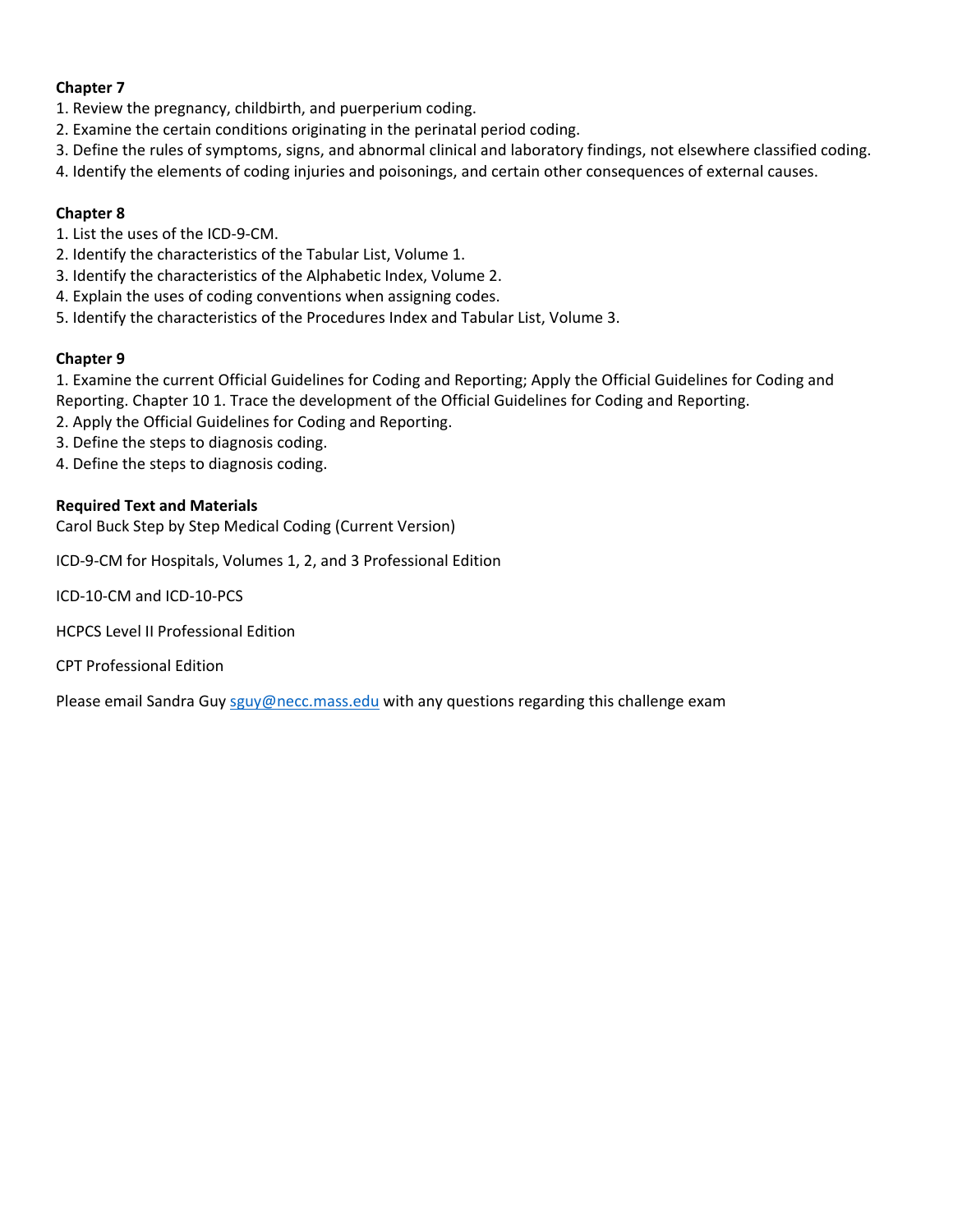**Chapter 7**

1. Review the pregnancy, childbirth, and puerperium coding.
2. Examine the certain conditions originating in the perinatal period coding.
3. Define the rules of symptoms, signs, and abnormal clinical and laboratory findings, not elsewhere classified coding.
4. Identify the elements of coding injuries and poisonings, and certain other consequences of external causes.

**Chapter 8**

1. List the uses of the ICD-9-CM.
2. Identify the characteristics of the Tabular List, Volume 1.
3. Identify the characteristics of the Alphabetic Index, Volume 2.
4. Explain the uses of coding conventions when assigning codes.
5. Identify the characteristics of the Procedures Index and Tabular List, Volume 3.

**Chapter 9**

1. Examine the current Official Guidelines for Coding and Reporting; Apply the Official Guidelines for Coding and Reporting. Chapter 10 1. Trace the development of the Official Guidelines for Coding and Reporting.
2. Apply the Official Guidelines for Coding and Reporting.
3. Define the steps to diagnosis coding.
4. Define the steps to diagnosis coding.

**Required Text and Materials**

Carol Buck Step by Step Medical Coding (Current Version)

ICD-9-CM for Hospitals, Volumes 1, 2, and 3 Professional Edition

ICD-10-CM and ICD-10-PCS

HCPCS Level II Professional Edition

CPT Professional Edition

Please email Sandra Guy [sguy@necc.mass.edu](mailto:sguy@necc.mass.edu) with any questions regarding this challenge exam